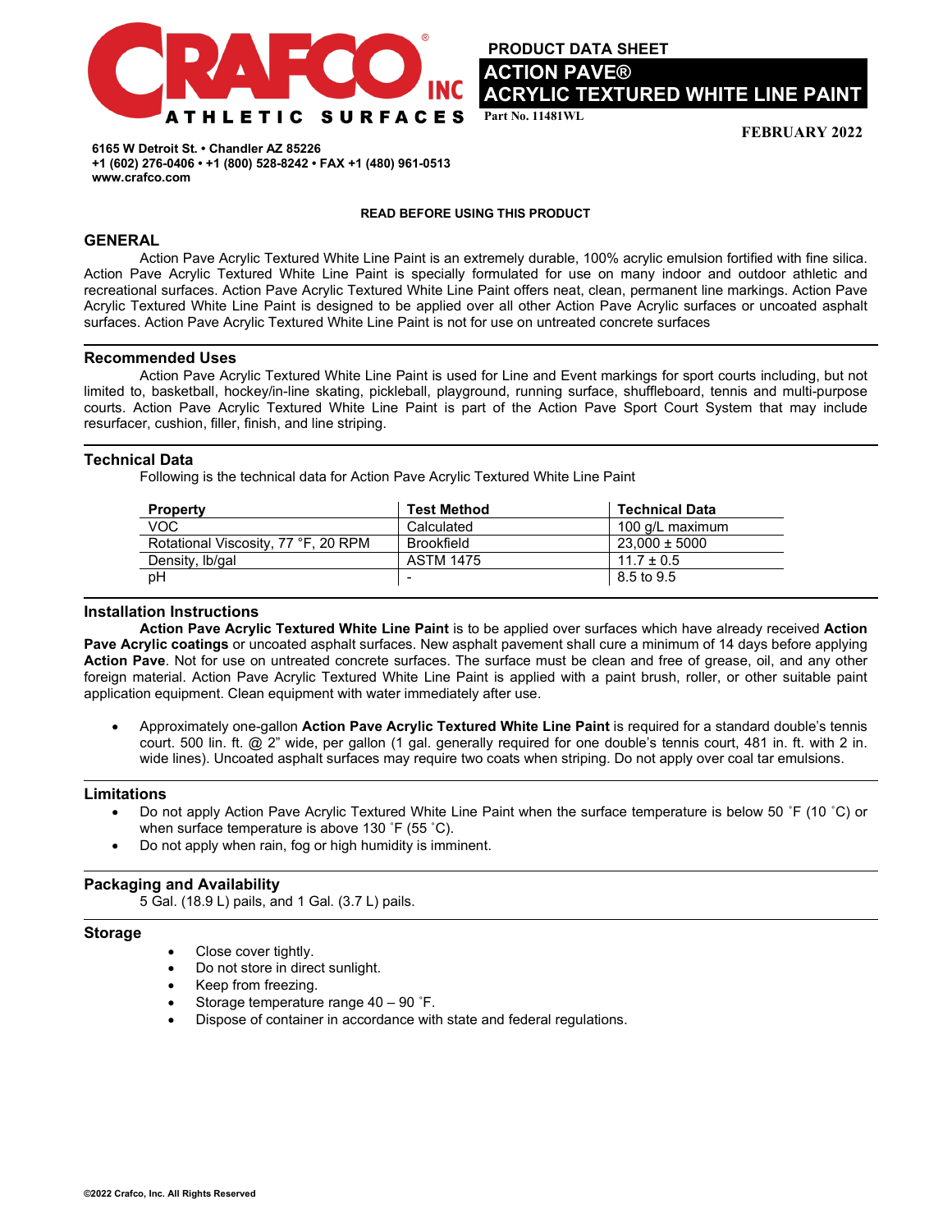CRAFCO INC ATHLETIC SURFACES

**PRODUCT DATA SHEET**

# ACTION PAVE®
# ACRYLIC TEXTURED WHITE LINE PAINT

Part No. 11481WL

**FEBRUARY 2022**

**6165 W Detroit St. • Chandler AZ 85226**
**+1 (602) 276-0406 • +1 (800) 528-8242 • FAX +1 (480) 961-0513**
**www.crafco.com**

**READ BEFORE USING THIS PRODUCT**

## GENERAL

Action Pave Acrylic Textured White Line Paint is an extremely durable, 100% acrylic emulsion fortified with fine silica. Action Pave Acrylic Textured White Line Paint is specially formulated for use on many indoor and outdoor athletic and recreational surfaces. Action Pave Acrylic Textured White Line Paint offers neat, clean, permanent line markings. Action Pave Acrylic Textured White Line Paint is designed to be applied over all other Action Pave Acrylic surfaces or uncoated asphalt surfaces. Action Pave Acrylic Textured White Line Paint is not for use on untreated concrete surfaces

## Recommended Uses

Action Pave Acrylic Textured White Line Paint is used for Line and Event markings for sport courts including, but not limited to, basketball, hockey/in-line skating, pickleball, playground, running surface, shuffleboard, tennis and multi-purpose courts. Action Pave Acrylic Textured White Line Paint is part of the Action Pave Sport Court System that may include resurfacer, cushion, filler, finish, and line striping.

## Technical Data

Following is the technical data for Action Pave Acrylic Textured White Line Paint

| Property | Test Method | Technical Data |
|---|---|---|
| VOC | Calculated | 100 g/L maximum |
| Rotational Viscosity, 77 °F, 20 RPM | Brookfield | 23,000 ± 5000 |
| Density, lb/gal | ASTM 1475 | 11.7 ± 0.5 |
| pH | - | 8.5 to 9.5 |

## Installation Instructions

**Action Pave Acrylic Textured White Line Paint** is to be applied over surfaces which have already received **Action Pave Acrylic coatings** or uncoated asphalt surfaces. New asphalt pavement shall cure a minimum of 14 days before applying **Action Pave**. Not for use on untreated concrete surfaces. The surface must be clean and free of grease, oil, and any other foreign material. Action Pave Acrylic Textured White Line Paint is applied with a paint brush, roller, or other suitable paint application equipment. Clean equipment with water immediately after use.

- Approximately one-gallon **Action Pave Acrylic Textured White Line Paint** is required for a standard double's tennis court. 500 lin. ft. @ 2" wide, per gallon (1 gal. generally required for one double's tennis court, 481 in. ft. with 2 in. wide lines). Uncoated asphalt surfaces may require two coats when striping. Do not apply over coal tar emulsions.

## Limitations

- Do not apply Action Pave Acrylic Textured White Line Paint when the surface temperature is below 50 ˚F (10 ˚C) or when surface temperature is above 130 ˚F (55 ˚C).
- Do not apply when rain, fog or high humidity is imminent.

## Packaging and Availability

5 Gal. (18.9 L) pails, and 1 Gal. (3.7 L) pails.

## Storage

- Close cover tightly.
- Do not store in direct sunlight.
- Keep from freezing.
- Storage temperature range 40 – 90 ˚F.
- Dispose of container in accordance with state and federal regulations.

©2022 Crafco, Inc. All Rights Reserved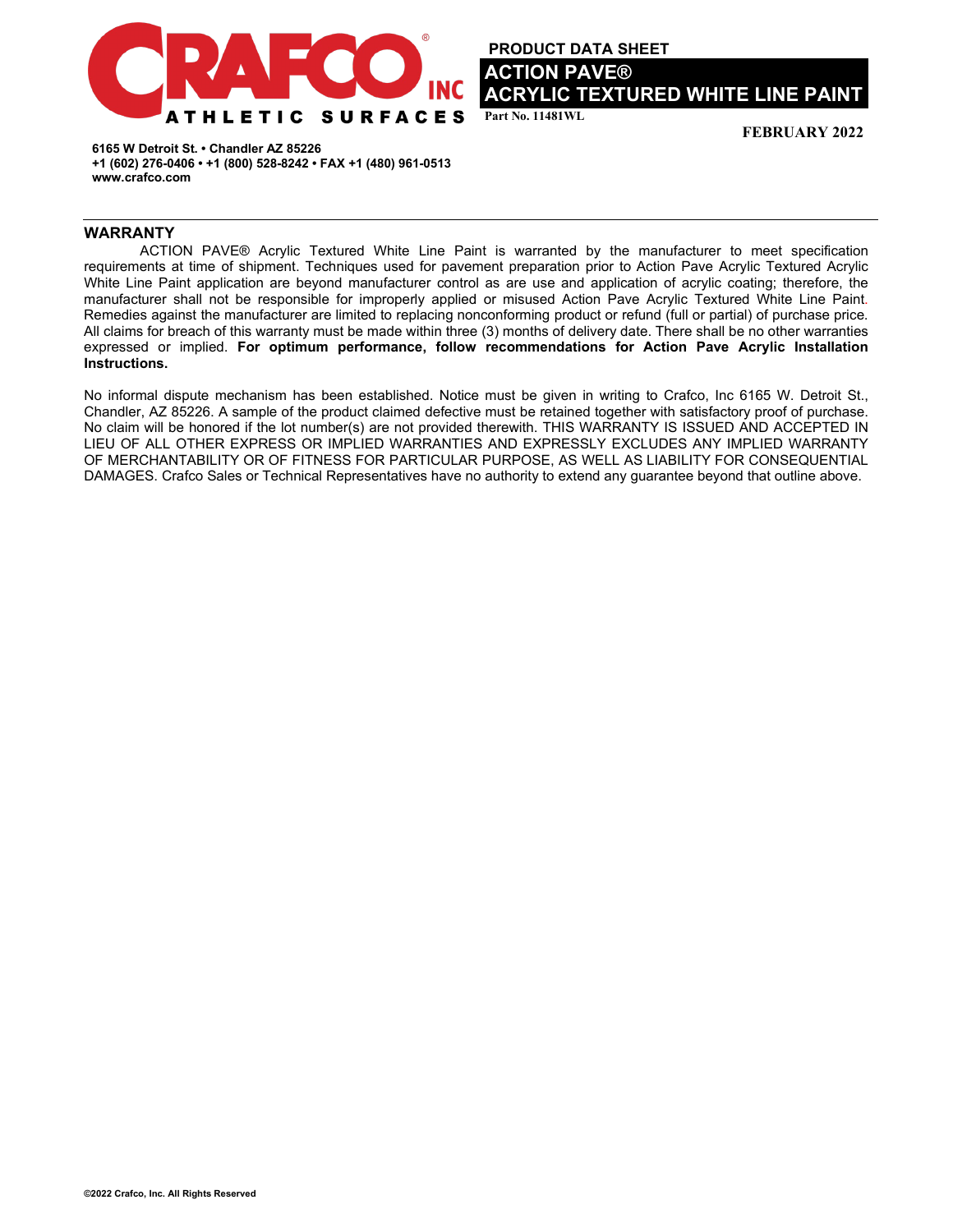PRODUCT DATA SHEET

**ACTION PAVE®**
**ACRYLIC TEXTURED WHITE LINE PAINT**

Part No. 11481WL

FEBRUARY 2022

**6165 W Detroit St. • Chandler AZ 85226**
**+1 (602) 276-0406 • +1 (800) 528-8242 • FAX +1 (480) 961-0513**
**www.crafco.com**

## WARRANTY

ACTION PAVE® Acrylic Textured White Line Paint is warranted by the manufacturer to meet specification requirements at time of shipment. Techniques used for pavement preparation prior to Action Pave Acrylic Textured Acrylic White Line Paint application are beyond manufacturer control as are use and application of acrylic coating; therefore, the manufacturer shall not be responsible for improperly applied or misused Action Pave Acrylic Textured White Line Paint. Remedies against the manufacturer are limited to replacing nonconforming product or refund (full or partial) of purchase price. All claims for breach of this warranty must be made within three (3) months of delivery date. There shall be no other warranties expressed or implied. **For optimum performance, follow recommendations for Action Pave Acrylic Installation Instructions.**

No informal dispute mechanism has been established. Notice must be given in writing to Crafco, Inc 6165 W. Detroit St., Chandler, AZ 85226. A sample of the product claimed defective must be retained together with satisfactory proof of purchase. No claim will be honored if the lot number(s) are not provided therewith. THIS WARRANTY IS ISSUED AND ACCEPTED IN LIEU OF ALL OTHER EXPRESS OR IMPLIED WARRANTIES AND EXPRESSLY EXCLUDES ANY IMPLIED WARRANTY OF MERCHANTABILITY OR OF FITNESS FOR PARTICULAR PURPOSE, AS WELL AS LIABILITY FOR CONSEQUENTIAL DAMAGES. Crafco Sales or Technical Representatives have no authority to extend any guarantee beyond that outline above.

**©2022 Crafco, Inc. All Rights Reserved**